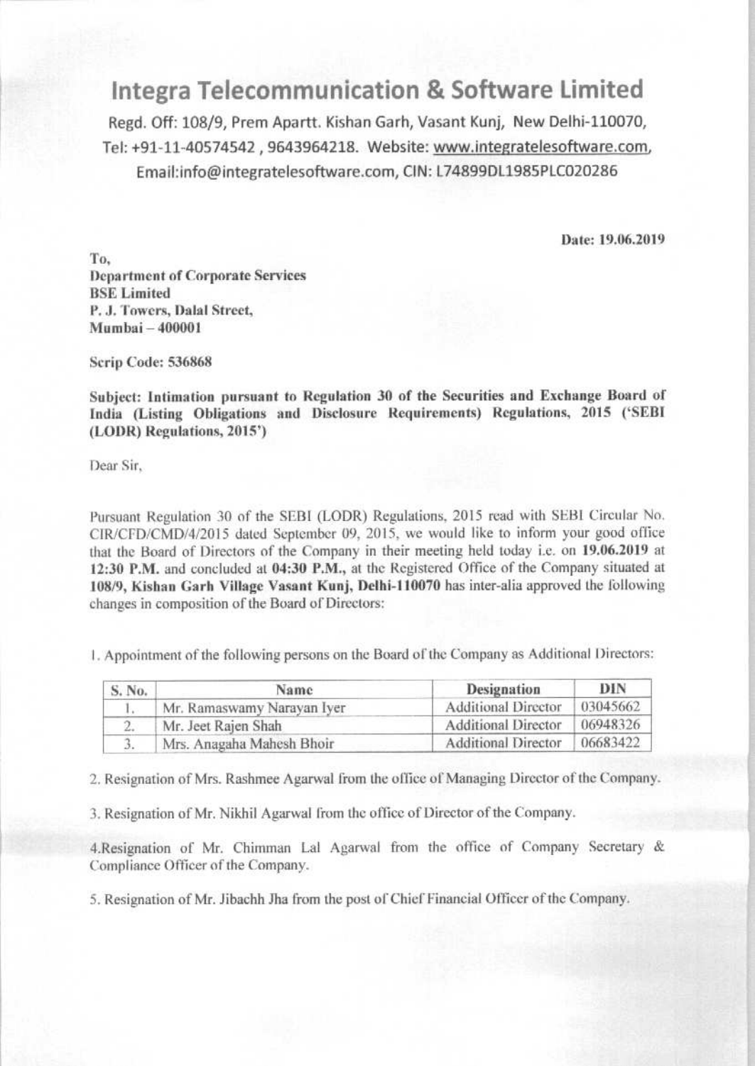# Integra Telecommunication & Software Limited

Regd. Off: 108/9, Prem Apartt. Kishan Garh, Vasant Kunj, New Delhi-110070, Tel: +91-11-40574542 , 9643964218. Website: www.integratelesoftware.com, Email:info@integratelesoftware.com, CIN: L74899DL1985PLC020286

**Date: 19.06.2019**

To,
**Department of Corporate Services**
**BSE Limited**
**P. J. Towers, Dalal Street,**
**Mumbai – 400001**

**Scrip Code: 536868**

**Subject: Intimation pursuant to Regulation 30 of the Securities and Exchange Board of India (Listing Obligations and Disclosure Requirements) Regulations, 2015 ('SEBI (LODR) Regulations, 2015')**

Dear Sir,

Pursuant Regulation 30 of the SEBI (LODR) Regulations, 2015 read with SEBI Circular No. CIR/CFD/CMD/4/2015 dated September 09, 2015, we would like to inform your good office that the Board of Directors of the Company in their meeting held today i.e. on **19.06.2019** at **12:30 P.M.** and concluded at **04:30 P.M.**, at the Registered Office of the Company situated at **108/9, Kishan Garh Village Vasant Kunj, Delhi-110070** has inter-alia approved the following changes in composition of the Board of Directors:

1. Appointment of the following persons on the Board of the Company as Additional Directors:

| S. No. | Name | Designation | DIN |
|---|---|---|---|
| 1. | Mr. Ramaswamy Narayan Iyer | Additional Director | 03045662 |
| 2. | Mr. Jeet Rajen Shah | Additional Director | 06948326 |
| 3. | Mrs. Anagaha Mahesh Bhoir | Additional Director | 06683422 |

2. Resignation of Mrs. Rashmee Agarwal from the office of Managing Director of the Company.

3. Resignation of Mr. Nikhil Agarwal from the office of Director of the Company.

4. Resignation of Mr. Chimman Lal Agarwal from the office of Company Secretary & Compliance Officer of the Company.

5. Resignation of Mr. Jibachh Jha from the post of Chief Financial Officer of the Company.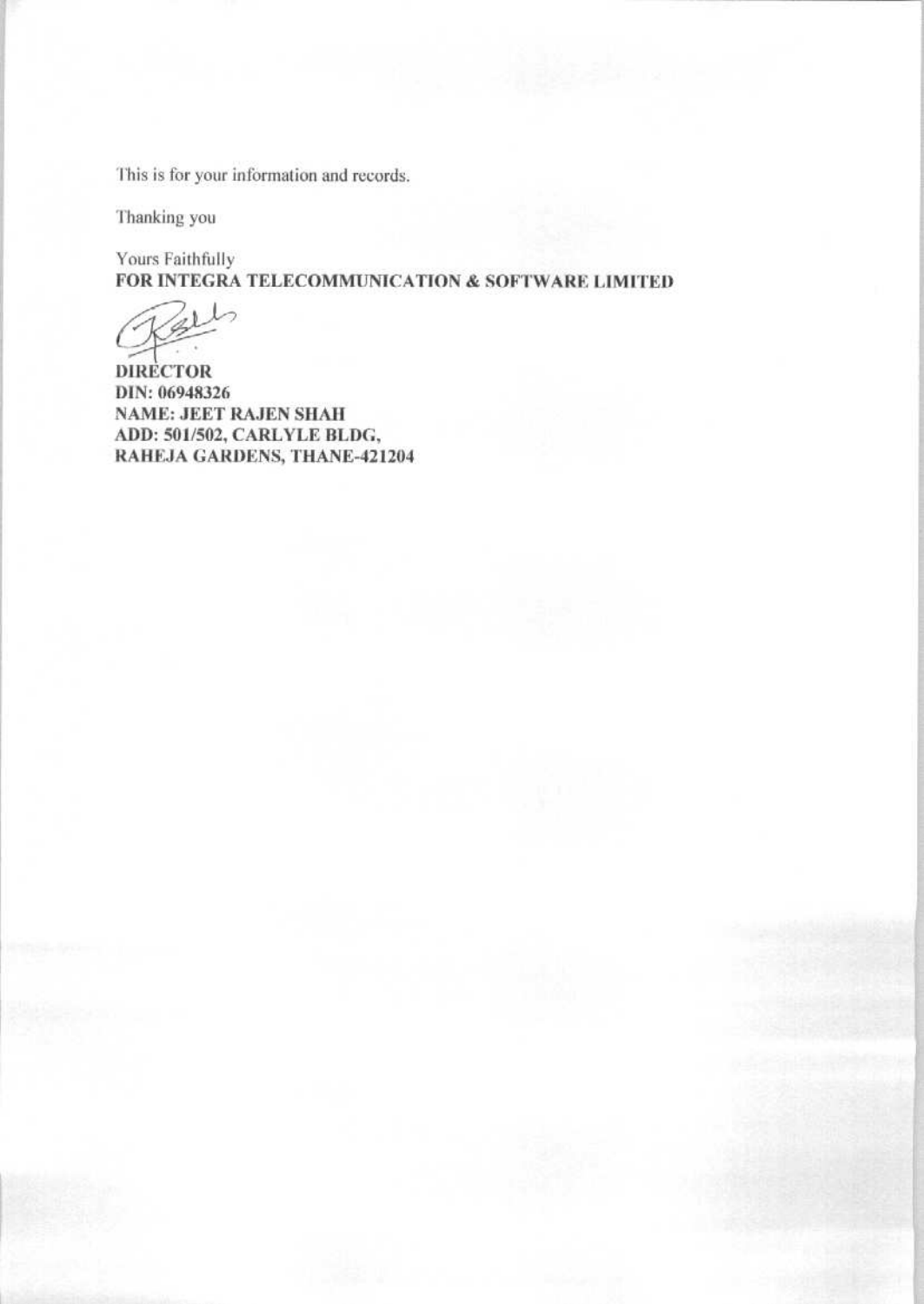This is for your information and records.

Thanking you

Yours Faithfully
**FOR INTEGRA TELECOMMUNICATION & SOFTWARE LIMITED**

**DIRECTOR**
**DIN: 06948326**
**NAME: JEET RAJEN SHAH**
**ADD: 501/502, CARLYLE BLDG,**
**RAHEJA GARDENS, THANE-421204**